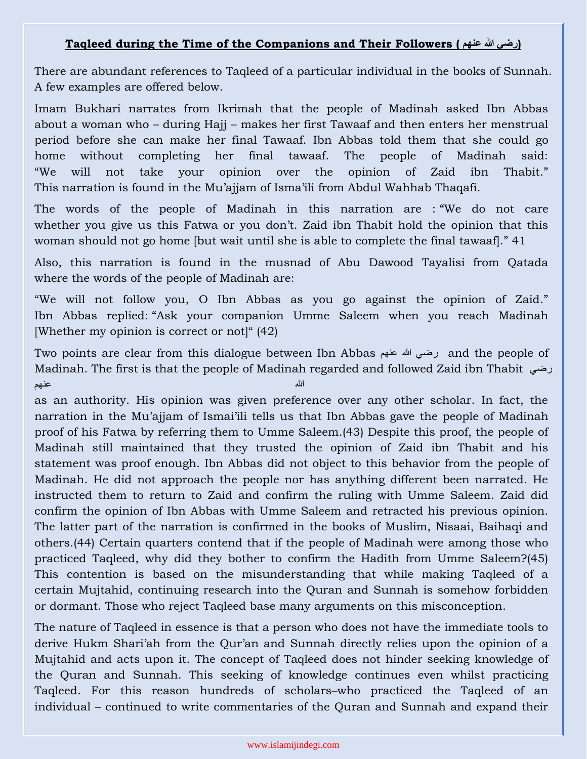**Taqleed during the Time of the Companions and Their Followers (رضی الله عنهم)**

There are abundant references to Taqleed of a particular individual in the books of Sunnah. A few examples are offered below.

Imam Bukhari narrates from Ikrimah that the people of Madinah asked Ibn Abbas about a woman who – during Hajj – makes her first Tawaaf and then enters her menstrual period before she can make her final Tawaaf. Ibn Abbas told them that she could go home without completing her final tawaaf. The people of Madinah said: "We will not take your opinion over the opinion of Zaid ibn Thabit." This narration is found in the Mu'ajjam of Isma'ili from Abdul Wahhab Thaqafi.

The words of the people of Madinah in this narration are : "We do not care whether you give us this Fatwa or you don't. Zaid ibn Thabit hold the opinion that this woman should not go home [but wait until she is able to complete the final tawaaf]." 41

Also, this narration is found in the musnad of Abu Dawood Tayalisi from Qatada where the words of the people of Madinah are:

"We will not follow you, O Ibn Abbas as you go against the opinion of Zaid." Ibn Abbas replied: "Ask your companion Umme Saleem when you reach Madinah [Whether my opinion is correct or not]" (42)

Two points are clear from this dialogue between Ibn Abbas رضي الله عنهم and the people of Madinah. The first is that the people of Madinah regarded and followed Zaid ibn Thabit رضي الله عنهم as an authority. His opinion was given preference over any other scholar. In fact, the narration in the Mu'ajjam of Ismai'ili tells us that Ibn Abbas gave the people of Madinah proof of his Fatwa by referring them to Umme Saleem.(43) Despite this proof, the people of Madinah still maintained that they trusted the opinion of Zaid ibn Thabit and his statement was proof enough. Ibn Abbas did not object to this behavior from the people of Madinah. He did not approach the people nor has anything different been narrated. He instructed them to return to Zaid and confirm the ruling with Umme Saleem. Zaid did confirm the opinion of Ibn Abbas with Umme Saleem and retracted his previous opinion. The latter part of the narration is confirmed in the books of Muslim, Nisaai, Baihaqi and others.(44) Certain quarters contend that if the people of Madinah were among those who practiced Taqleed, why did they bother to confirm the Hadith from Umme Saleem?(45) This contention is based on the misunderstanding that while making Taqleed of a certain Mujtahid, continuing research into the Quran and Sunnah is somehow forbidden or dormant. Those who reject Taqleed base many arguments on this misconception.

The nature of Taqleed in essence is that a person who does not have the immediate tools to derive Hukm Shari'ah from the Qur'an and Sunnah directly relies upon the opinion of a Mujtahid and acts upon it. The concept of Taqleed does not hinder seeking knowledge of the Quran and Sunnah. This seeking of knowledge continues even whilst practicing Taqleed. For this reason hundreds of scholars–who practiced the Taqleed of an individual – continued to write commentaries of the Quran and Sunnah and expand their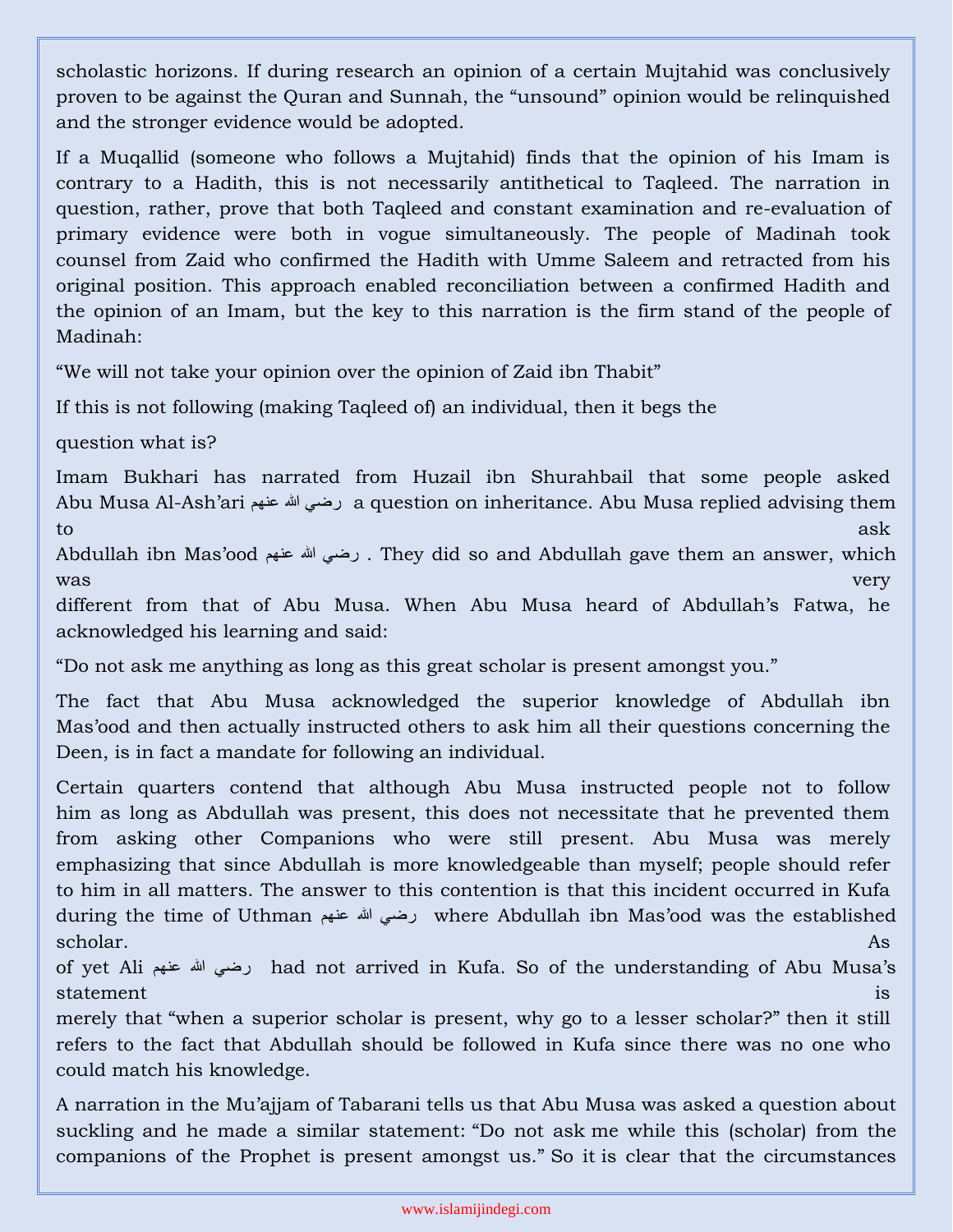scholastic horizons. If during research an opinion of a certain Mujtahid was conclusively proven to be against the Quran and Sunnah, the "unsound" opinion would be relinquished and the stronger evidence would be adopted.

If a Muqallid (someone who follows a Mujtahid) finds that the opinion of his Imam is contrary to a Hadith, this is not necessarily antithetical to Taqleed. The narration in question, rather, prove that both Taqleed and constant examination and re-evaluation of primary evidence were both in vogue simultaneously. The people of Madinah took counsel from Zaid who confirmed the Hadith with Umme Saleem and retracted from his original position. This approach enabled reconciliation between a confirmed Hadith and the opinion of an Imam, but the key to this narration is the firm stand of the people of Madinah:

"We will not take your opinion over the opinion of Zaid ibn Thabit"

If this is not following (making Taqleed of) an individual, then it begs the question what is?

Imam Bukhari has narrated from Huzail ibn Shurahbail that some people asked Abu Musa Al-Ash'ari رضي الله عنهم a question on inheritance. Abu Musa replied advising them to ask Abdullah ibn Mas'ood رضي الله عنهم . They did so and Abdullah gave them an answer, which was very different from that of Abu Musa. When Abu Musa heard of Abdullah's Fatwa, he acknowledged his learning and said:

"Do not ask me anything as long as this great scholar is present amongst you."

The fact that Abu Musa acknowledged the superior knowledge of Abdullah ibn Mas'ood and then actually instructed others to ask him all their questions concerning the Deen, is in fact a mandate for following an individual.

Certain quarters contend that although Abu Musa instructed people not to follow him as long as Abdullah was present, this does not necessitate that he prevented them from asking other Companions who were still present. Abu Musa was merely emphasizing that since Abdullah is more knowledgeable than myself; people should refer to him in all matters. The answer to this contention is that this incident occurred in Kufa during the time of Uthman رضي الله عنهم where Abdullah ibn Mas'ood was the established scholar. As of yet Ali رضي الله عنهم had not arrived in Kufa. So of the understanding of Abu Musa's statement is merely that "when a superior scholar is present, why go to a lesser scholar?" then it still refers to the fact that Abdullah should be followed in Kufa since there was no one who could match his knowledge.

A narration in the Mu'ajjam of Tabarani tells us that Abu Musa was asked a question about suckling and he made a similar statement: "Do not ask me while this (scholar) from the companions of the Prophet is present amongst us." So it is clear that the circumstances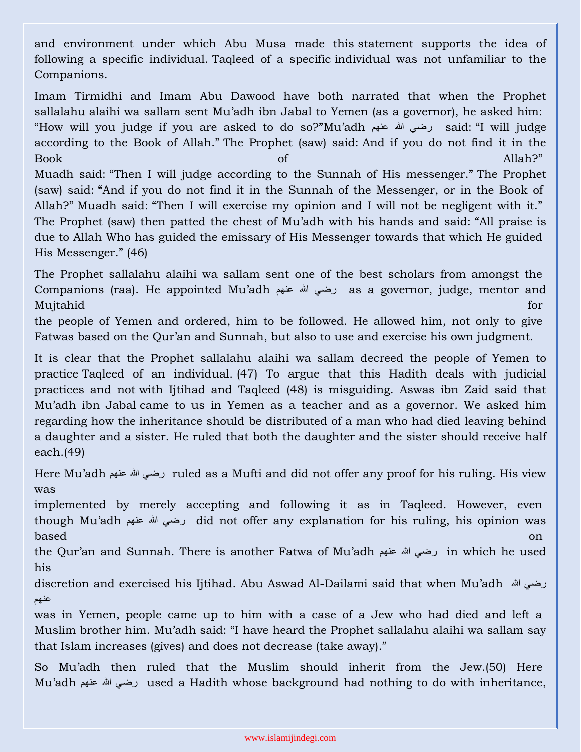and environment under which Abu Musa made this statement supports the idea of following a specific individual. Taqleed of a specific individual was not unfamiliar to the Companions.

Imam Tirmidhi and Imam Abu Dawood have both narrated that when the Prophet sallalahu alaihi wa sallam sent Mu'adh ibn Jabal to Yemen (as a governor), he asked him: "How will you judge if you are asked to do so?"Mu'adh رضي الله عنهم said: "I will judge according to the Book of Allah." The Prophet (saw) said: And if you do not find it in the Book of Allah?" Muadh said: "Then I will judge according to the Sunnah of His messenger." The Prophet (saw) said: "And if you do not find it in the Sunnah of the Messenger, or in the Book of Allah?" Muadh said: "Then I will exercise my opinion and I will not be negligent with it." The Prophet (saw) then patted the chest of Mu'adh with his hands and said: "All praise is due to Allah Who has guided the emissary of His Messenger towards that which He guided His Messenger." (46)

The Prophet sallalahu alaihi wa sallam sent one of the best scholars from amongst the Companions (raa). He appointed Mu'adh رضي الله عنهم as a governor, judge, mentor and Mujtahid for the people of Yemen and ordered, him to be followed. He allowed him, not only to give Fatwas based on the Qur'an and Sunnah, but also to use and exercise his own judgment.

It is clear that the Prophet sallalahu alaihi wa sallam decreed the people of Yemen to practice Taqleed of an individual. (47) To argue that this Hadith deals with judicial practices and not with Ijtihad and Taqleed (48) is misguiding. Aswas ibn Zaid said that Mu'adh ibn Jabal came to us in Yemen as a teacher and as a governor. We asked him regarding how the inheritance should be distributed of a man who had died leaving behind a daughter and a sister. He ruled that both the daughter and the sister should receive half each.(49)

Here Mu'adh رضي الله عنهم ruled as a Mufti and did not offer any proof for his ruling. His view was implemented by merely accepting and following it as in Taqleed. However, even though Mu'adh رضي الله عنهم did not offer any explanation for his ruling, his opinion was based on the Qur'an and Sunnah. There is another Fatwa of Mu'adh رضي الله عنهم in which he used his discretion and exercised his Ijtihad. Abu Aswad Al-Dailami said that when Mu'adh رضي الله عنهم was in Yemen, people came up to him with a case of a Jew who had died and left a Muslim brother him. Mu'adh said: "I have heard the Prophet sallalahu alaihi wa sallam say that Islam increases (gives) and does not decrease (take away)."

So Mu'adh then ruled that the Muslim should inherit from the Jew.(50) Here Mu'adh رضي الله عنهم used a Hadith whose background had nothing to do with inheritance,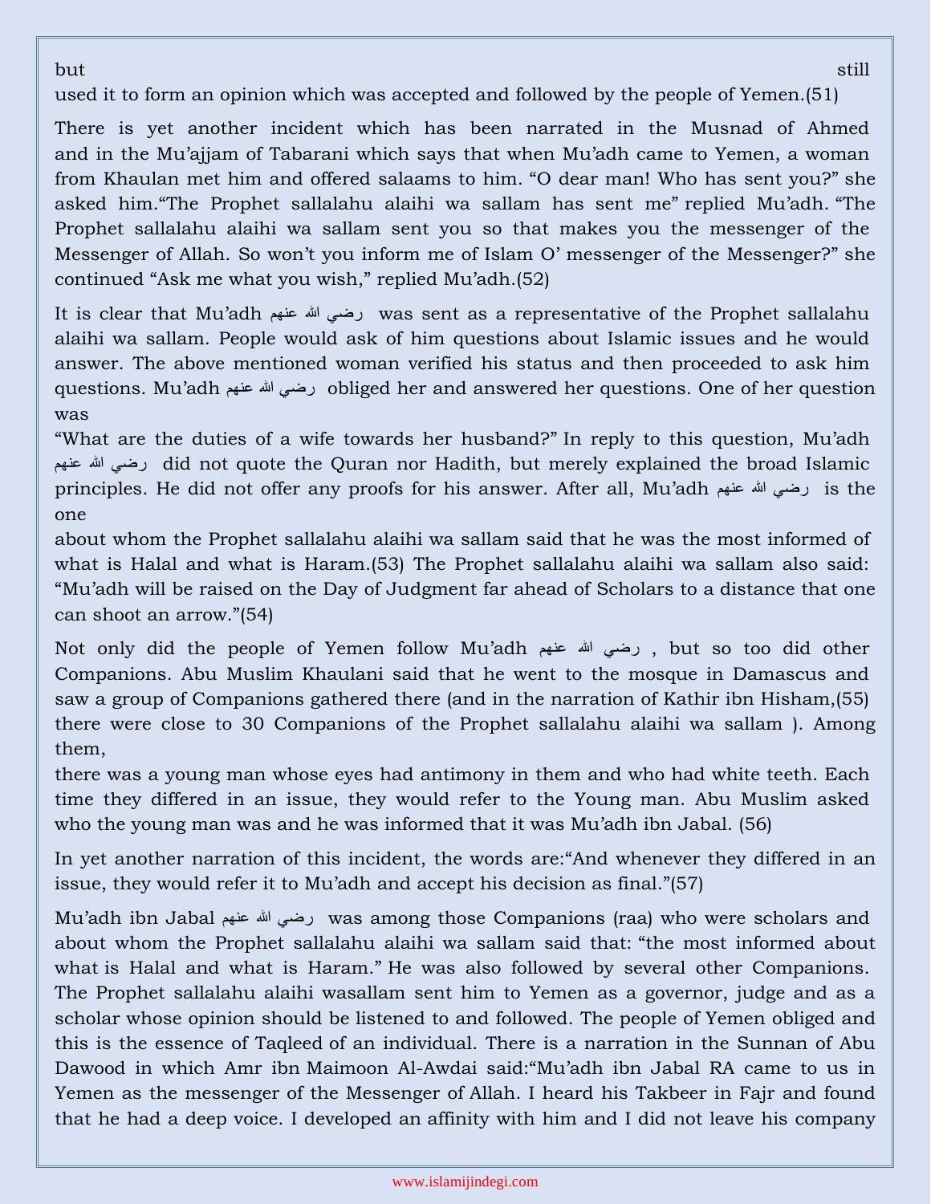but still used it to form an opinion which was accepted and followed by the people of Yemen.(51)

There is yet another incident which has been narrated in the Musnad of Ahmed and in the Mu'ajjam of Tabarani which says that when Mu'adh came to Yemen, a woman from Khaulan met him and offered salaams to him. "O dear man! Who has sent you?" she asked him."The Prophet sallalahu alaihi wa sallam has sent me" replied Mu'adh. "The Prophet sallalahu alaihi wa sallam sent you so that makes you the messenger of the Messenger of Allah. So won't you inform me of Islam O' messenger of the Messenger?" she continued "Ask me what you wish," replied Mu'adh.(52)

It is clear that Mu'adh رضي الله عنهم was sent as a representative of the Prophet sallalahu alaihi wa sallam. People would ask of him questions about Islamic issues and he would answer. The above mentioned woman verified his status and then proceeded to ask him questions. Mu'adh رضي الله عنهم obliged her and answered her questions. One of her question was

"What are the duties of a wife towards her husband?" In reply to this question, Mu'adh رضي الله عنهم did not quote the Quran nor Hadith, but merely explained the broad Islamic principles. He did not offer any proofs for his answer. After all, Mu'adh رضي الله عنهم is the one

about whom the Prophet sallalahu alaihi wa sallam said that he was the most informed of what is Halal and what is Haram.(53) The Prophet sallalahu alaihi wa sallam also said: "Mu'adh will be raised on the Day of Judgment far ahead of Scholars to a distance that one can shoot an arrow."(54)

Not only did the people of Yemen follow Mu'adh رضي الله عنهم , but so too did other Companions. Abu Muslim Khaulani said that he went to the mosque in Damascus and saw a group of Companions gathered there (and in the narration of Kathir ibn Hisham,(55) there were close to 30 Companions of the Prophet sallalahu alaihi wa sallam ). Among them,

there was a young man whose eyes had antimony in them and who had white teeth. Each time they differed in an issue, they would refer to the Young man. Abu Muslim asked who the young man was and he was informed that it was Mu'adh ibn Jabal. (56)

In yet another narration of this incident, the words are:"And whenever they differed in an issue, they would refer it to Mu'adh and accept his decision as final."(57)

Mu'adh ibn Jabal رضي الله عنهم was among those Companions (raa) who were scholars and about whom the Prophet sallalahu alaihi wa sallam said that: "the most informed about what is Halal and what is Haram." He was also followed by several other Companions. The Prophet sallalahu alaihi wasallam sent him to Yemen as a governor, judge and as a scholar whose opinion should be listened to and followed. The people of Yemen obliged and this is the essence of Taqleed of an individual. There is a narration in the Sunnan of Abu Dawood in which Amr ibn Maimoon Al-Awdai said:"Mu'adh ibn Jabal RA came to us in Yemen as the messenger of the Messenger of Allah. I heard his Takbeer in Fajr and found that he had a deep voice. I developed an affinity with him and I did not leave his company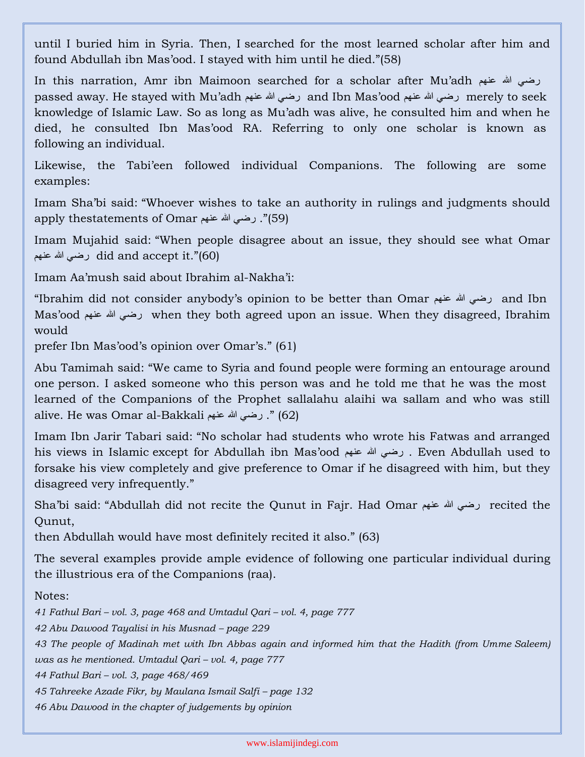until I buried him in Syria. Then, I searched for the most learned scholar after him and found Abdullah ibn Mas'ood. I stayed with him until he died."(58)

In this narration, Amr ibn Maimoon searched for a scholar after Mu'adh رضي الله عنهم passed away. He stayed with Mu'adh رضي الله عنهم and Ibn Mas'ood رضي الله عنهم merely to seek knowledge of Islamic Law. So as long as Mu'adh was alive, he consulted him and when he died, he consulted Ibn Mas'ood RA. Referring to only one scholar is known as following an individual.

Likewise, the Tabi'een followed individual Companions. The following are some examples:

Imam Sha'bi said: "Whoever wishes to take an authority in rulings and judgments should apply thestatements of Omar رضي الله عنهم."(59)

Imam Mujahid said: "When people disagree about an issue, they should see what Omar رضي الله عنهم did and accept it."(60)

Imam Aa'mush said about Ibrahim al-Nakha'i:

"Ibrahim did not consider anybody's opinion to be better than Omar رضي الله عنهم and Ibn Mas'ood رضي الله عنهم when they both agreed upon an issue. When they disagreed, Ibrahim would
prefer Ibn Mas'ood's opinion over Omar's." (61)

Abu Tamimah said: "We came to Syria and found people were forming an entourage around one person. I asked someone who this person was and he told me that he was the most learned of the Companions of the Prophet sallalahu alaihi wa sallam and who was still alive. He was Omar al-Bakkali رضي الله عنهم." (62)

Imam Ibn Jarir Tabari said: "No scholar had students who wrote his Fatwas and arranged his views in Islamic except for Abdullah ibn Mas'ood رضي الله عنهم. Even Abdullah used to forsake his view completely and give preference to Omar if he disagreed with him, but they disagreed very infrequently."

Sha'bi said: "Abdullah did not recite the Qunut in Fajr. Had Omar رضي الله عنهم recited the Qunut,
then Abdullah would have most definitely recited it also." (63)

The several examples provide ample evidence of following one particular individual during the illustrious era of the Companions (raa).

Notes:

*41 Fathul Bari – vol. 3, page 468 and Umtadul Qari – vol. 4, page 777*

*42 Abu Dawood Tayalisi in his Musnad – page 229*

*43 The people of Madinah met with Ibn Abbas again and informed him that the Hadith (from Umme Saleem) was as he mentioned. Umtadul Qari – vol. 4, page 777*

*44 Fathul Bari – vol. 3, page 468/469*

*45 Tahreeke Azade Fikr, by Maulana Ismail Salfi – page 132*

*46 Abu Dawood in the chapter of judgements by opinion*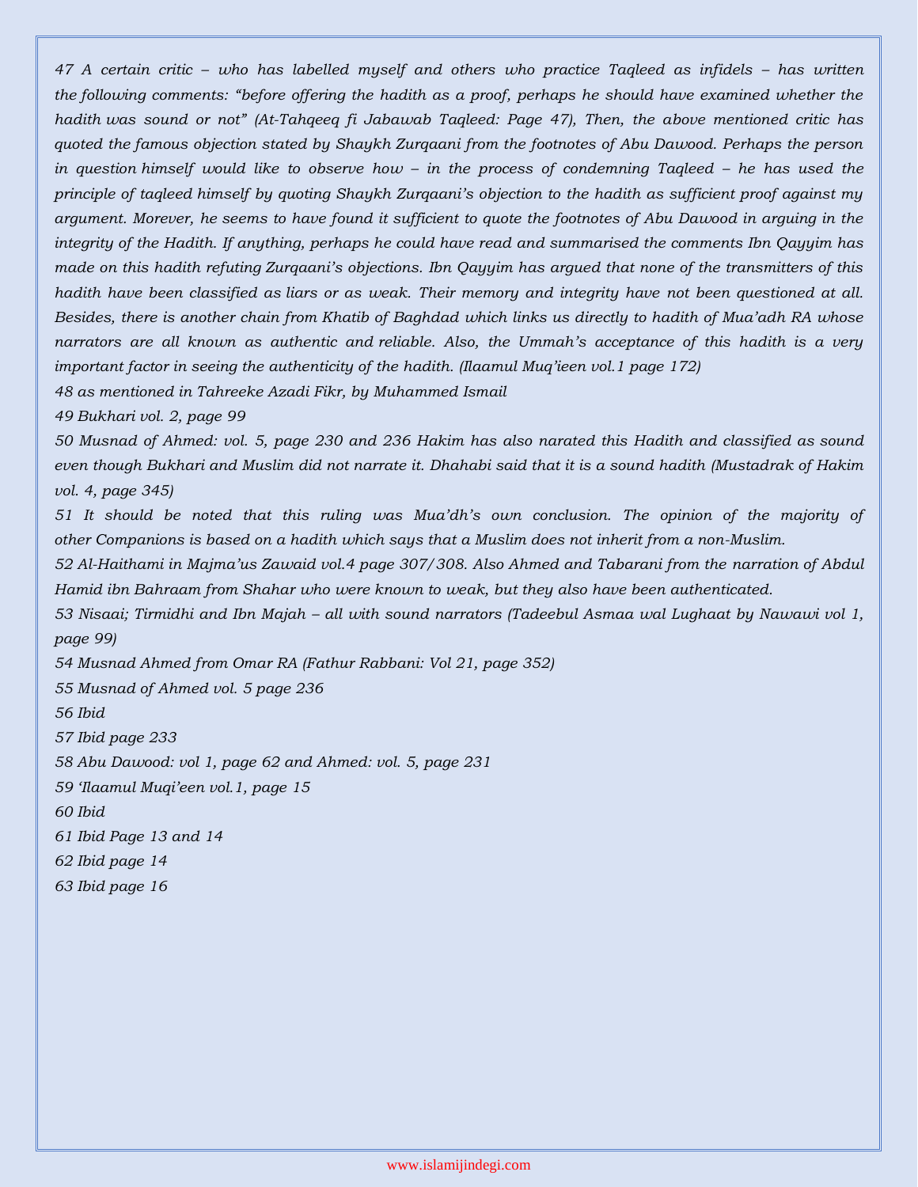*47 A certain critic – who has labelled myself and others who practice Taqleed as infidels – has written the following comments: "before offering the hadith as a proof, perhaps he should have examined whether the hadith was sound or not" (At-Tahqeeq fi Jabawab Taqleed: Page 47), Then, the above mentioned critic has quoted the famous objection stated by Shaykh Zurqaani from the footnotes of Abu Dawood. Perhaps the person in question himself would like to observe how – in the process of condemning Taqleed – he has used the principle of taqleed himself by quoting Shaykh Zurqaani's objection to the hadith as sufficient proof against my argument. Morever, he seems to have found it sufficient to quote the footnotes of Abu Dawood in arguing in the integrity of the Hadith. If anything, perhaps he could have read and summarised the comments Ibn Qayyim has made on this hadith refuting Zurqaani's objections. Ibn Qayyim has argued that none of the transmitters of this hadith have been classified as liars or as weak. Their memory and integrity have not been questioned at all. Besides, there is another chain from Khatib of Baghdad which links us directly to hadith of Mua'adh RA whose narrators are all known as authentic and reliable. Also, the Ummah's acceptance of this hadith is a very important factor in seeing the authenticity of the hadith. (Ilaamul Muq'ieen vol.1 page 172)*

*48 as mentioned in Tahreeke Azadi Fikr, by Muhammed Ismail*

*49 Bukhari vol. 2, page 99*

*50 Musnad of Ahmed: vol. 5, page 230 and 236 Hakim has also narated this Hadith and classified as sound even though Bukhari and Muslim did not narrate it. Dhahabi said that it is a sound hadith (Mustadrak of Hakim vol. 4, page 345)*

*51 It should be noted that this ruling was Mua'dh's own conclusion. The opinion of the majority of other Companions is based on a hadith which says that a Muslim does not inherit from a non-Muslim.*

*52 Al-Haithami in Majma'us Zawaid vol.4 page 307/308. Also Ahmed and Tabarani from the narration of Abdul Hamid ibn Bahraam from Shahar who were known to weak, but they also have been authenticated.*

*53 Nisaai; Tirmidhi and Ibn Majah – all with sound narrators (Tadeebul Asmaa wal Lughaat by Nawawi vol 1, page 99)*

*54 Musnad Ahmed from Omar RA (Fathur Rabbani: Vol 21, page 352)*

*55 Musnad of Ahmed vol. 5 page 236*

*56 Ibid*

*57 Ibid page 233*

*58 Abu Dawood: vol 1, page 62 and Ahmed: vol. 5, page 231*

*59 'Ilaamul Muqi'een vol.1, page 15*

*60 Ibid*

*61 Ibid Page 13 and 14*

*62 Ibid page 14*

*63 Ibid page 16*